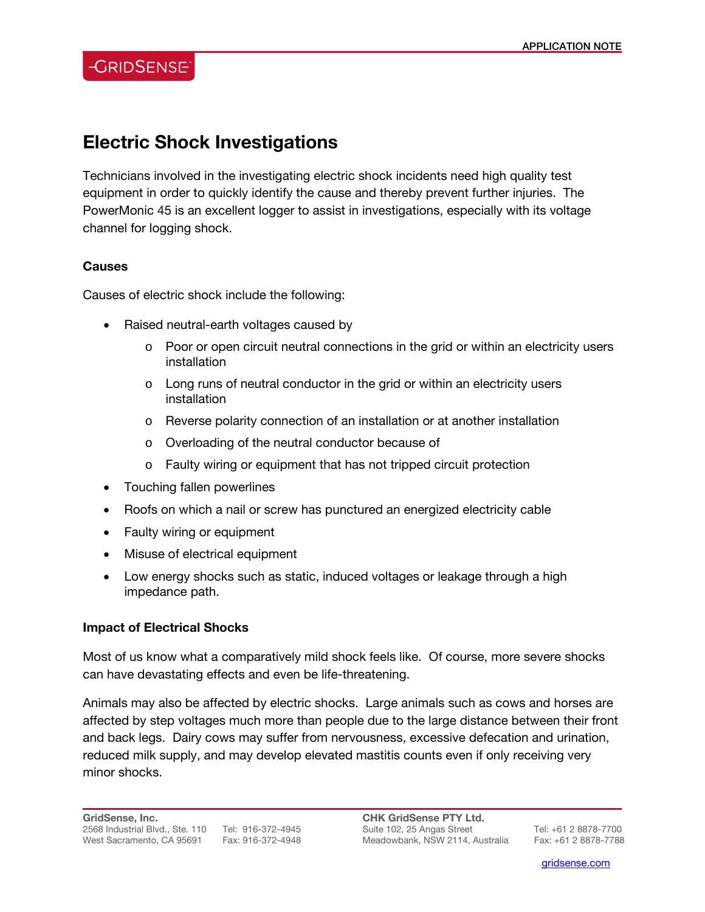# Electric Shock Investigations

Technicians involved in the investigating electric shock incidents need high quality test equipment in order to quickly identify the cause and thereby prevent further injuries. The PowerMonic 45 is an excellent logger to assist in investigations, especially with its voltage channel for logging shock.

### Causes

Causes of electric shock include the following:

- Raised neutral-earth voltages caused by
  - Poor or open circuit neutral connections in the grid or within an electricity users installation
  - Long runs of neutral conductor in the grid or within an electricity users installation
  - Reverse polarity connection of an installation or at another installation
  - Overloading of the neutral conductor because of
  - Faulty wiring or equipment that has not tripped circuit protection
- Touching fallen powerlines
- Roofs on which a nail or screw has punctured an energized electricity cable
- Faulty wiring or equipment
- Misuse of electrical equipment
- Low energy shocks such as static, induced voltages or leakage through a high impedance path.

### Impact of Electrical Shocks

Most of us know what a comparatively mild shock feels like. Of course, more severe shocks can have devastating effects and even be life-threatening.

Animals may also be affected by electric shocks. Large animals such as cows and horses are affected by step voltages much more than people due to the large distance between their front and back legs. Dairy cows may suffer from nervousness, excessive defecation and urination, reduced milk supply, and may develop elevated mastitis counts even if only receiving very minor shocks.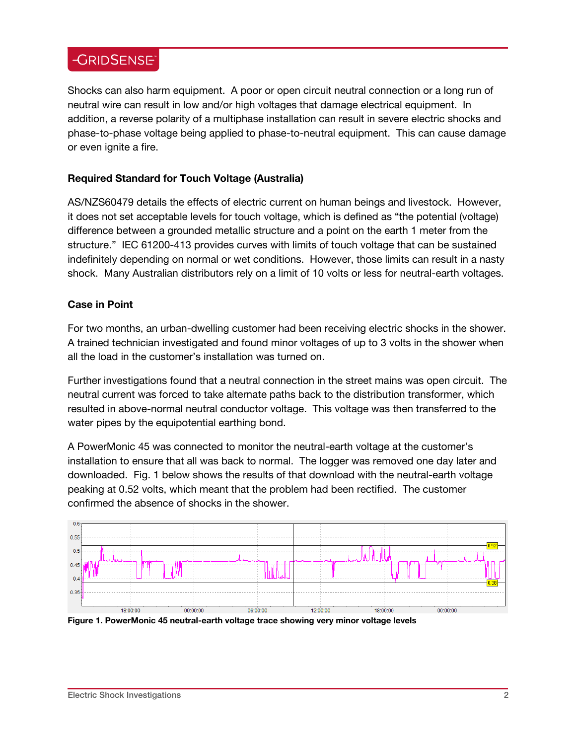Shocks can also harm equipment. A poor or open circuit neutral connection or a long run of neutral wire can result in low and/or high voltages that damage electrical equipment. In addition, a reverse polarity of a multiphase installation can result in severe electric shocks and phase-to-phase voltage being applied to phase-to-neutral equipment. This can cause damage or even ignite a fire.

**Required Standard for Touch Voltage (Australia)**

AS/NZS60479 details the effects of electric current on human beings and livestock. However, it does not set acceptable levels for touch voltage, which is defined as "the potential (voltage) difference between a grounded metallic structure and a point on the earth 1 meter from the structure." IEC 61200-413 provides curves with limits of touch voltage that can be sustained indefinitely depending on normal or wet conditions. However, those limits can result in a nasty shock. Many Australian distributors rely on a limit of 10 volts or less for neutral-earth voltages.

**Case in Point**

For two months, an urban-dwelling customer had been receiving electric shocks in the shower. A trained technician investigated and found minor voltages of up to 3 volts in the shower when all the load in the customer's installation was turned on.

Further investigations found that a neutral connection in the street mains was open circuit. The neutral current was forced to take alternate paths back to the distribution transformer, which resulted in above-normal neutral conductor voltage. This voltage was then transferred to the water pipes by the equipotential earthing bond.

A PowerMonic 45 was connected to monitor the neutral-earth voltage at the customer's installation to ensure that all was back to normal. The logger was removed one day later and downloaded. Fig. 1 below shows the results of that download with the neutral-earth voltage peaking at 0.52 volts, which meant that the problem had been rectified. The customer confirmed the absence of shocks in the shower.

0.6
0.55
0.5
0.45
0.4
0.35
0.52
0.38
18:00:00
00:00:00
06:00:00
12:00:00
18:00:00
00:00:00

**Figure 1. PowerMonic 45 neutral-earth voltage trace showing very minor voltage levels**